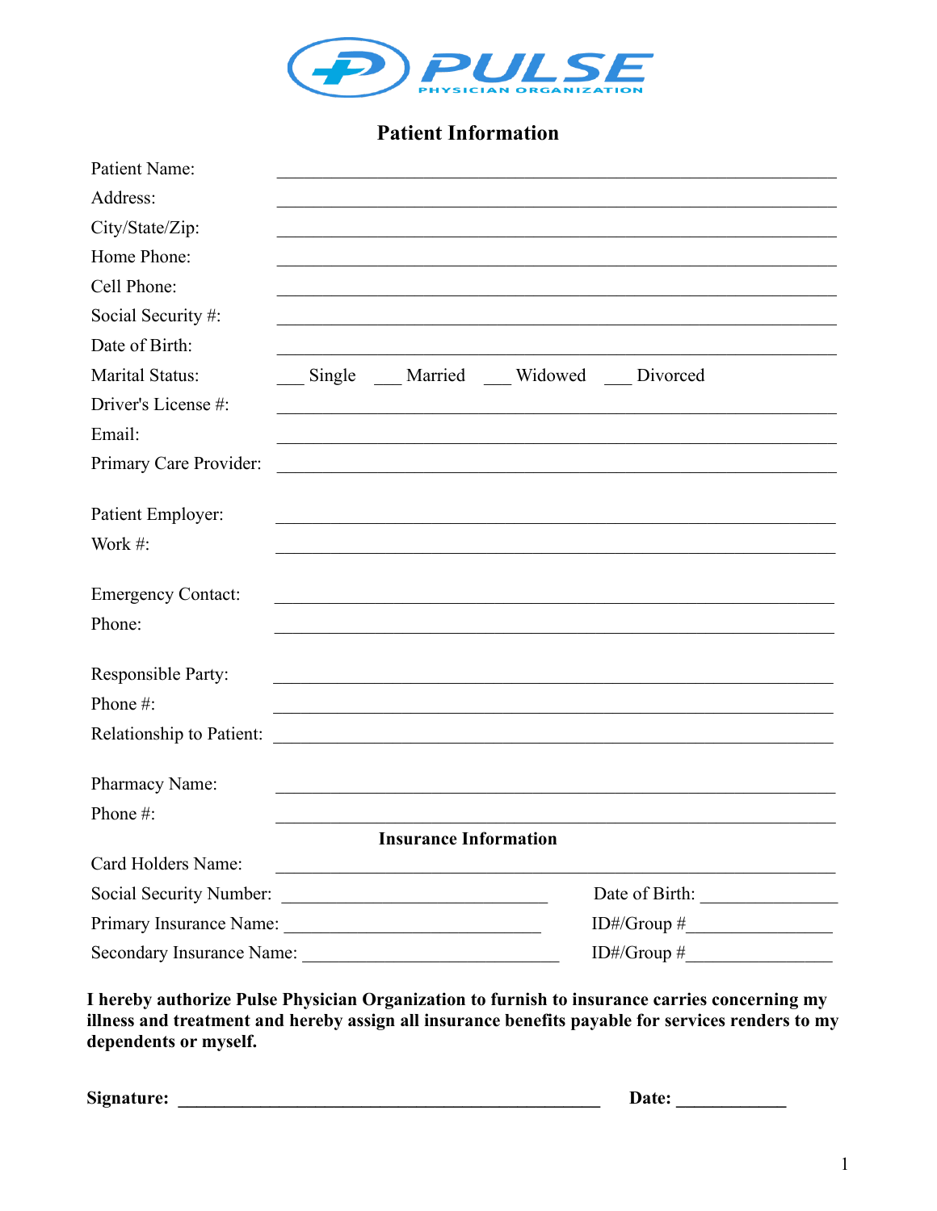PULSE
PHYSICIAN ORGANIZATION

## Patient Information

Patient Name: ____________________________________________

Address: ____________________________________________

City/State/Zip: ____________________________________________

Home Phone: ____________________________________________

Cell Phone: ____________________________________________

Social Security #: ____________________________________________

Date of Birth: ____________________________________________

Marital Status: ___ Single ___ Married ___ Widowed ___ Divorced

Driver's License #: ____________________________________________

Email: ____________________________________________

Primary Care Provider: ____________________________________________

Patient Employer: ____________________________________________

Work #: ____________________________________________

Emergency Contact: ____________________________________________

Phone: ____________________________________________

Responsible Party: ____________________________________________

Phone #: ____________________________________________

Relationship to Patient: ____________________________________________

Pharmacy Name: ____________________________________________

Phone #: ____________________________________________

## Insurance Information

Card Holders Name: ____________________________________________

Social Security Number: ______________________________ Date of Birth: _______________

Primary Insurance Name: ______________________________ ID#/Group #_______________

Secondary Insurance Name: ______________________________ ID#/Group #_______________

**I hereby authorize Pulse Physician Organization to furnish to insurance carries concerning my illness and treatment and hereby assign all insurance benefits payable for services renders to my dependents or myself.**

**Signature: ________________________________________________ Date: ____________**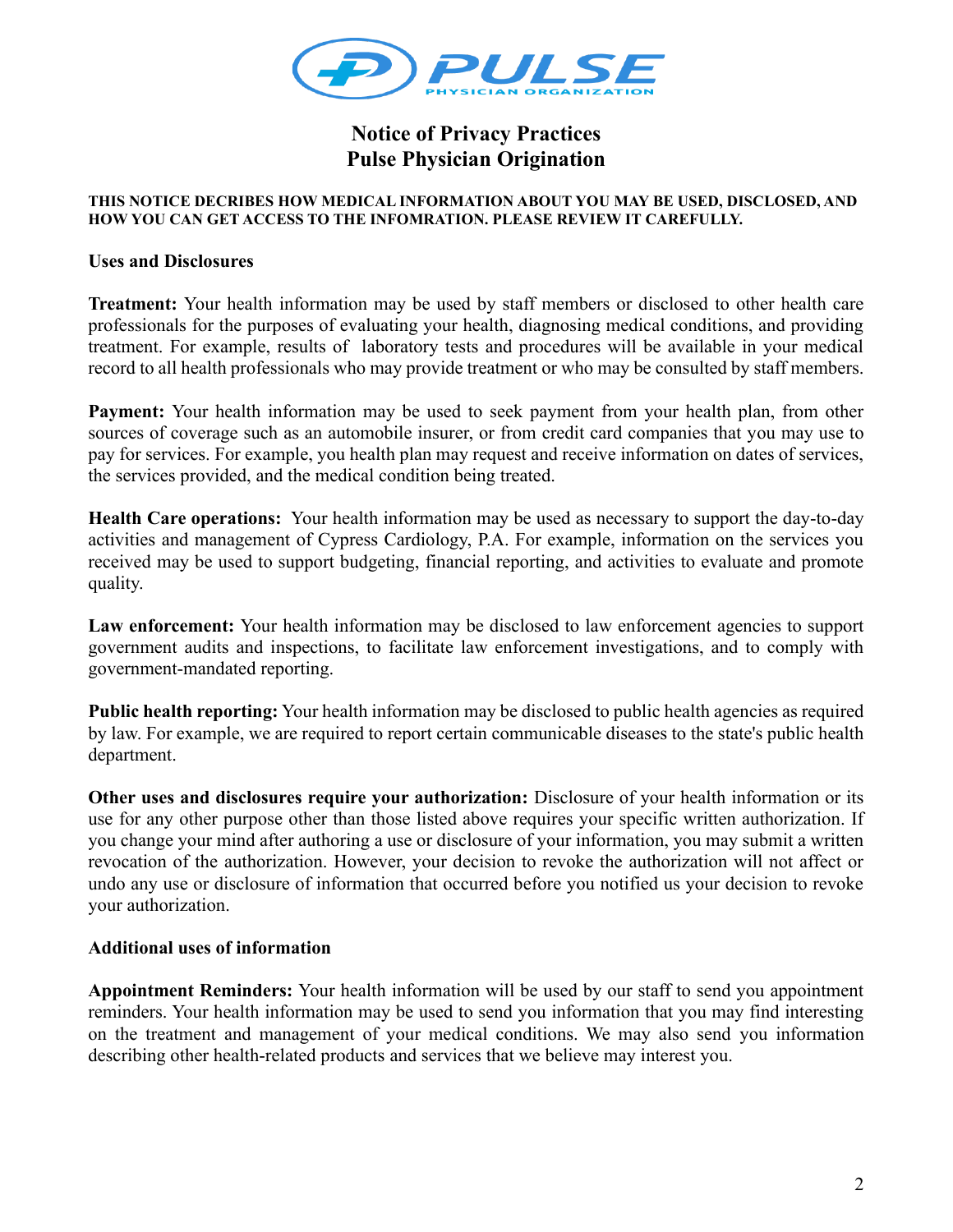# Notice of Privacy Practices
# Pulse Physician Origination

**THIS NOTICE DECRIBES HOW MEDICAL INFORMATION ABOUT YOU MAY BE USED, DISCLOSED, AND HOW YOU CAN GET ACCESS TO THE INFOMRATION. PLEASE REVIEW IT CAREFULLY.**

## Uses and Disclosures

**Treatment:** Your health information may be used by staff members or disclosed to other health care professionals for the purposes of evaluating your health, diagnosing medical conditions, and providing treatment. For example, results of laboratory tests and procedures will be available in your medical record to all health professionals who may provide treatment or who may be consulted by staff members.

**Payment:** Your health information may be used to seek payment from your health plan, from other sources of coverage such as an automobile insurer, or from credit card companies that you may use to pay for services. For example, you health plan may request and receive information on dates of services, the services provided, and the medical condition being treated.

**Health Care operations:** Your health information may be used as necessary to support the day-to-day activities and management of Cypress Cardiology, P.A. For example, information on the services you received may be used to support budgeting, financial reporting, and activities to evaluate and promote quality.

**Law enforcement:** Your health information may be disclosed to law enforcement agencies to support government audits and inspections, to facilitate law enforcement investigations, and to comply with government-mandated reporting.

**Public health reporting:** Your health information may be disclosed to public health agencies as required by law. For example, we are required to report certain communicable diseases to the state's public health department.

**Other uses and disclosures require your authorization:** Disclosure of your health information or its use for any other purpose other than those listed above requires your specific written authorization. If you change your mind after authoring a use or disclosure of your information, you may submit a written revocation of the authorization. However, your decision to revoke the authorization will not affect or undo any use or disclosure of information that occurred before you notified us your decision to revoke your authorization.

## Additional uses of information

**Appointment Reminders:** Your health information will be used by our staff to send you appointment reminders. Your health information may be used to send you information that you may find interesting on the treatment and management of your medical conditions. We may also send you information describing other health-related products and services that we believe may interest you.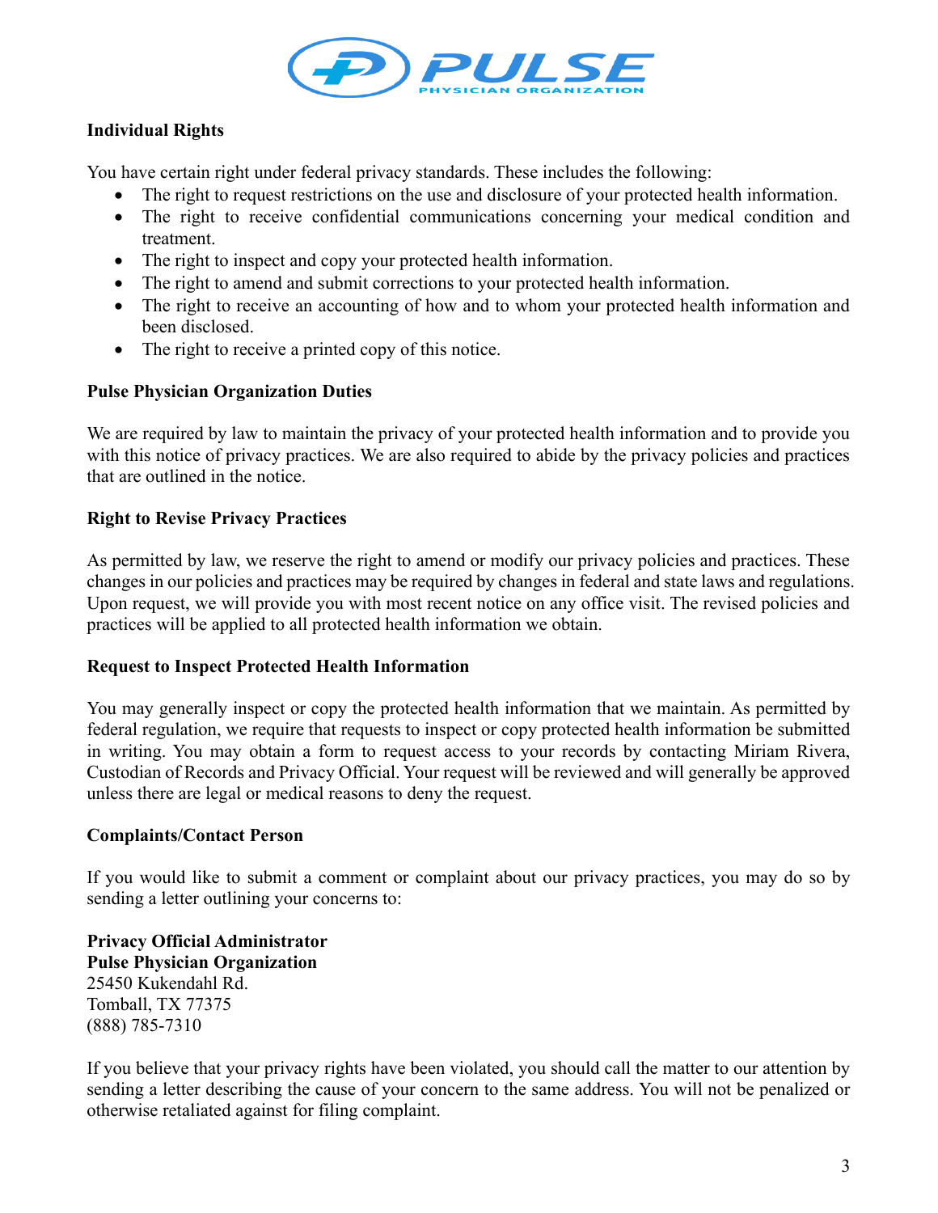**Individual Rights**

You have certain right under federal privacy standards. These includes the following:

- The right to request restrictions on the use and disclosure of your protected health information.
- The right to receive confidential communications concerning your medical condition and treatment.
- The right to inspect and copy your protected health information.
- The right to amend and submit corrections to your protected health information.
- The right to receive an accounting of how and to whom your protected health information and been disclosed.
- The right to receive a printed copy of this notice.

**Pulse Physician Organization Duties**

We are required by law to maintain the privacy of your protected health information and to provide you with this notice of privacy practices. We are also required to abide by the privacy policies and practices that are outlined in the notice.

**Right to Revise Privacy Practices**

As permitted by law, we reserve the right to amend or modify our privacy policies and practices. These changes in our policies and practices may be required by changes in federal and state laws and regulations. Upon request, we will provide you with most recent notice on any office visit. The revised policies and practices will be applied to all protected health information we obtain.

**Request to Inspect Protected Health Information**

You may generally inspect or copy the protected health information that we maintain. As permitted by federal regulation, we require that requests to inspect or copy protected health information be submitted in writing. You may obtain a form to request access to your records by contacting Miriam Rivera, Custodian of Records and Privacy Official. Your request will be reviewed and will generally be approved unless there are legal or medical reasons to deny the request.

**Complaints/Contact Person**

If you would like to submit a comment or complaint about our privacy practices, you may do so by sending a letter outlining your concerns to:

**Privacy Official Administrator**
**Pulse Physician Organization**
25450 Kukendahl Rd.
Tomball, TX 77375
(888) 785-7310

If you believe that your privacy rights have been violated, you should call the matter to our attention by sending a letter describing the cause of your concern to the same address. You will not be penalized or otherwise retaliated against for filing complaint.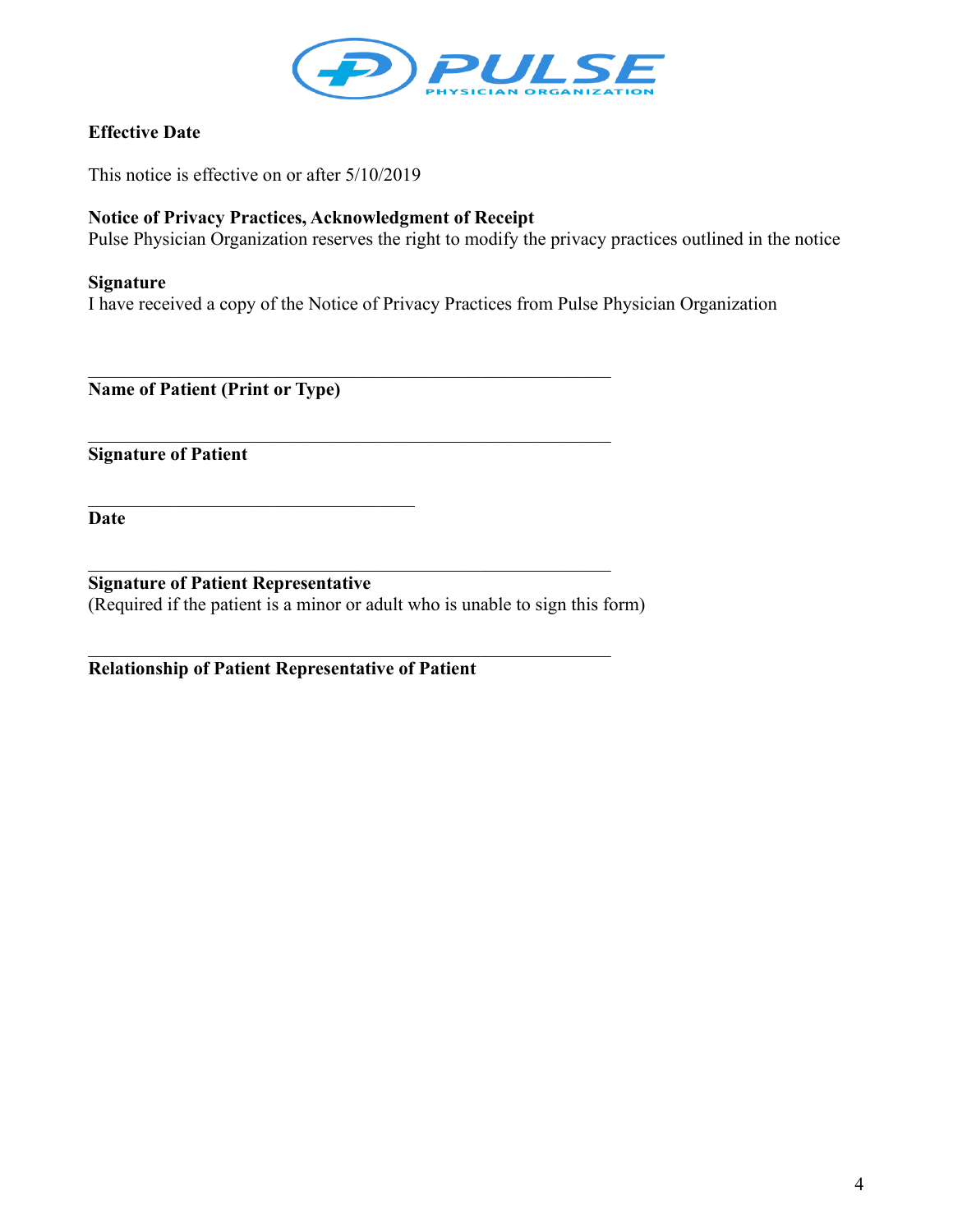**Effective Date**

This notice is effective on or after 5/10/2019

**Notice of Privacy Practices, Acknowledgment of Receipt**
Pulse Physician Organization reserves the right to modify the privacy practices outlined in the notice

**Signature**
I have received a copy of the Notice of Privacy Practices from Pulse Physician Organization

\_\_\_\_\_\_\_\_\_\_\_\_\_\_\_\_\_\_\_\_\_\_\_\_\_\_\_\_\_\_\_\_\_\_\_\_\_\_\_\_\_\_\_\_\_\_\_\_\_\_\_\_
**Name of Patient (Print or Type)**

\_\_\_\_\_\_\_\_\_\_\_\_\_\_\_\_\_\_\_\_\_\_\_\_\_\_\_\_\_\_\_\_\_\_\_\_\_\_\_\_\_\_\_\_\_\_\_\_\_\_\_\_
**Signature of Patient**

\_\_\_\_\_\_\_\_\_\_\_\_\_\_\_\_\_\_\_\_\_\_\_\_\_\_\_\_\_\_\_\_\_\_\_
**Date**

\_\_\_\_\_\_\_\_\_\_\_\_\_\_\_\_\_\_\_\_\_\_\_\_\_\_\_\_\_\_\_\_\_\_\_\_\_\_\_\_\_\_\_\_\_\_\_\_\_\_\_\_
**Signature of Patient Representative**
(Required if the patient is a minor or adult who is unable to sign this form)

\_\_\_\_\_\_\_\_\_\_\_\_\_\_\_\_\_\_\_\_\_\_\_\_\_\_\_\_\_\_\_\_\_\_\_\_\_\_\_\_\_\_\_\_\_\_\_\_\_\_\_\_
**Relationship of Patient Representative of Patient**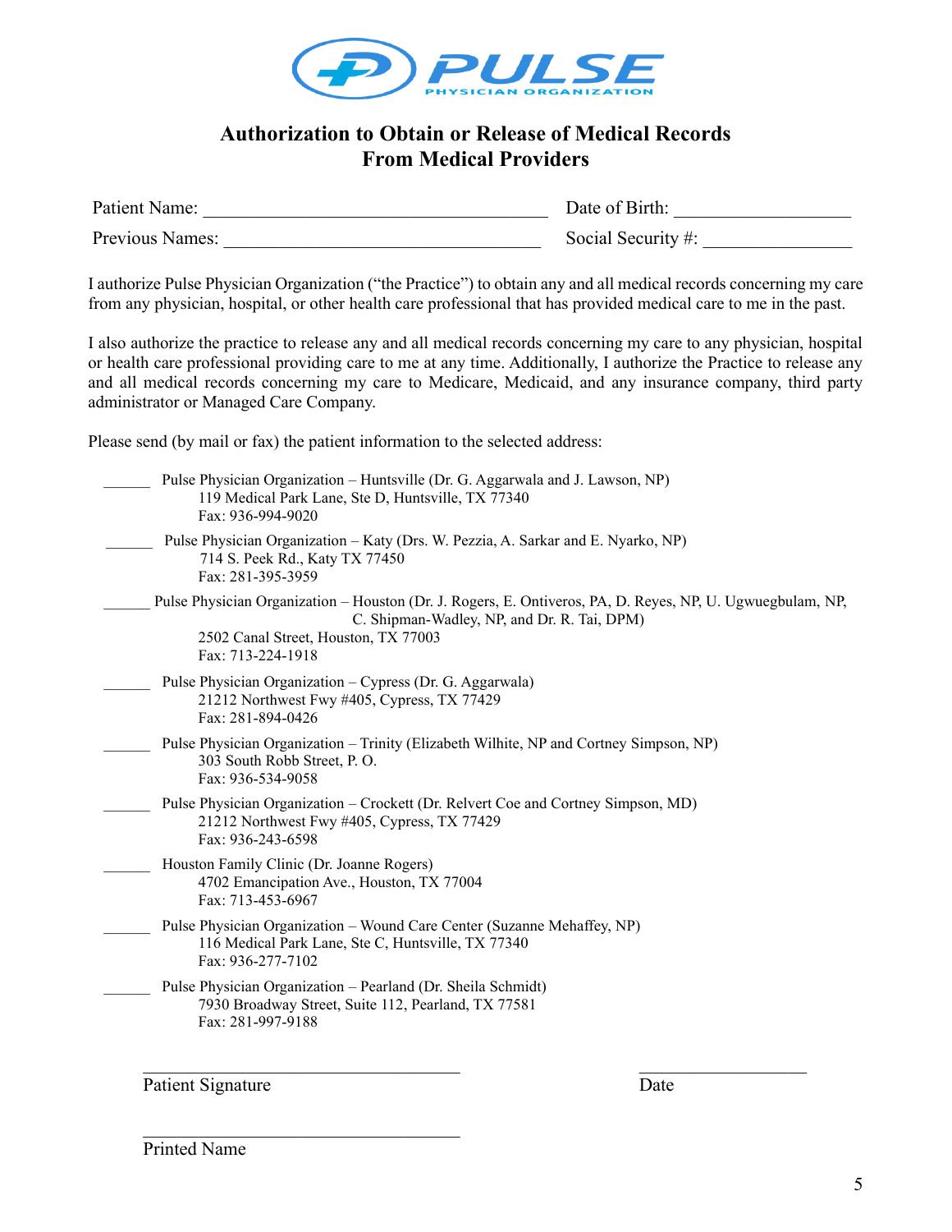PULSE
PHYSICIAN ORGANIZATION

# Authorization to Obtain or Release of Medical Records From Medical Providers

Patient Name: ______________________________________ Date of Birth: ___________________

Previous Names: ___________________________________ Social Security #: ________________

I authorize Pulse Physician Organization ("the Practice") to obtain any and all medical records concerning my care from any physician, hospital, or other health care professional that has provided medical care to me in the past.

I also authorize the practice to release any and all medical records concerning my care to any physician, hospital or health care professional providing care to me at any time. Additionally, I authorize the Practice to release any and all medical records concerning my care to Medicare, Medicaid, and any insurance company, third party administrator or Managed Care Company.

Please send (by mail or fax) the patient information to the selected address:

______ Pulse Physician Organization – Huntsville (Dr. G. Aggarwala and J. Lawson, NP)
119 Medical Park Lane, Ste D, Huntsville, TX 77340
Fax: 936-994-9020

______ Pulse Physician Organization – Katy (Drs. W. Pezzia, A. Sarkar and E. Nyarko, NP)
714 S. Peek Rd., Katy TX 77450
Fax: 281-395-3959

______ Pulse Physician Organization – Houston (Dr. J. Rogers, E. Ontiveros, PA, D. Reyes, NP, U. Ugwuegbulam, NP, C. Shipman-Wadley, NP, and Dr. R. Tai, DPM)
2502 Canal Street, Houston, TX 77003
Fax: 713-224-1918

______ Pulse Physician Organization – Cypress (Dr. G. Aggarwala)
21212 Northwest Fwy #405, Cypress, TX 77429
Fax: 281-894-0426

______ Pulse Physician Organization – Trinity (Elizabeth Wilhite, NP and Cortney Simpson, NP)
303 South Robb Street, P. O.
Fax: 936-534-9058

______ Pulse Physician Organization – Crockett (Dr. Relvert Coe and Cortney Simpson, MD)
21212 Northwest Fwy #405, Cypress, TX 77429
Fax: 936-243-6598

______ Houston Family Clinic (Dr. Joanne Rogers)
4702 Emancipation Ave., Houston, TX 77004
Fax: 713-453-6967

______ Pulse Physician Organization – Wound Care Center (Suzanne Mehaffey, NP)
116 Medical Park Lane, Ste C, Huntsville, TX 77340
Fax: 936-277-7102

______ Pulse Physician Organization – Pearland (Dr. Sheila Schmidt)
7930 Broadway Street, Suite 112, Pearland, TX 77581
Fax: 281-997-9188

___________________________________ ___________________
Patient Signature Date

___________________________________
Printed Name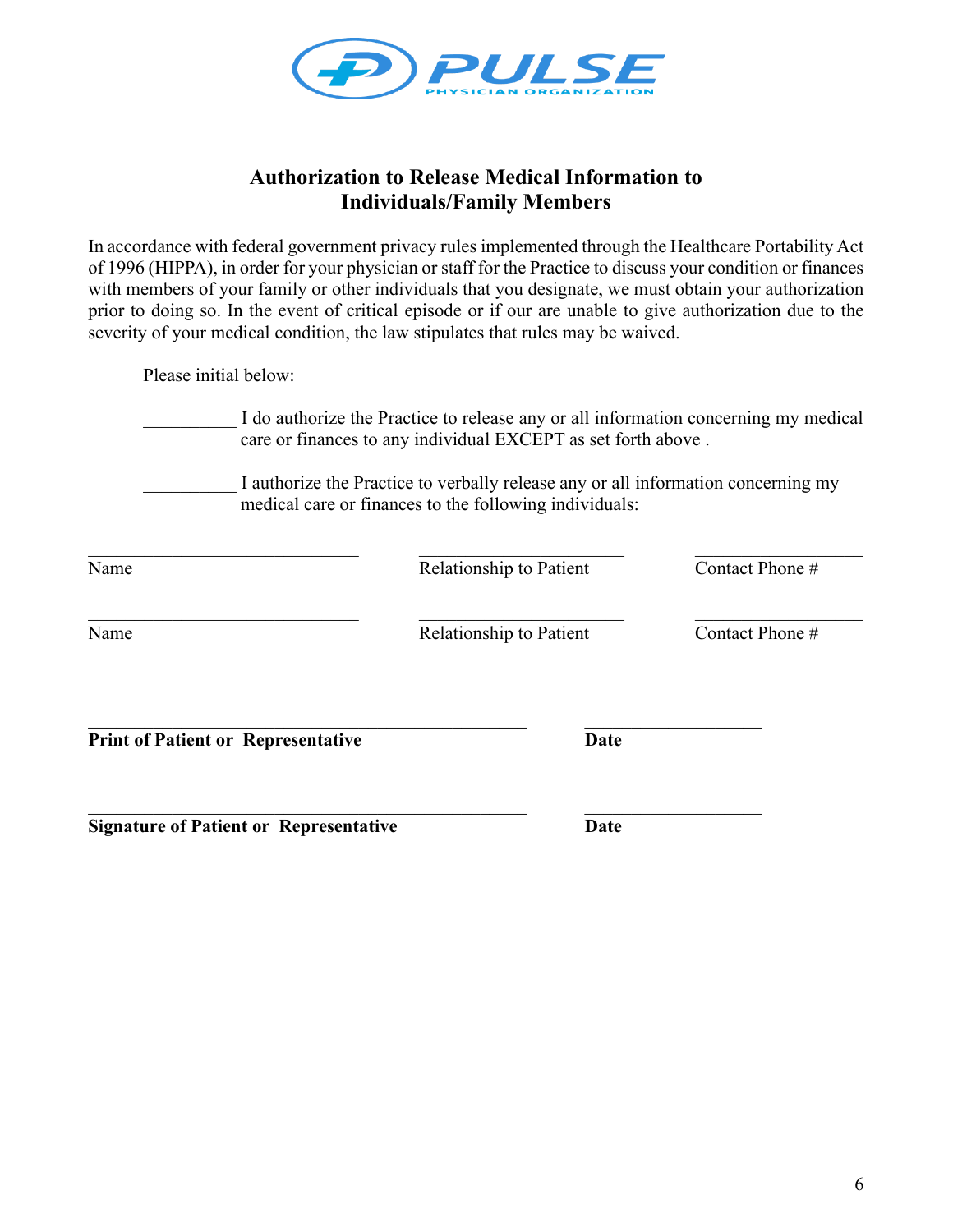PULSE
PHYSICIAN ORGANIZATION

## Authorization to Release Medical Information to Individuals/Family Members

In accordance with federal government privacy rules implemented through the Healthcare Portability Act of 1996 (HIPPA), in order for your physician or staff for the Practice to discuss your condition or finances with members of your family or other individuals that you designate, we must obtain your authorization prior to doing so. In the event of critical episode or if our are unable to give authorization due to the severity of your medical condition, the law stipulates that rules may be waived.

Please initial below:

__________ I do authorize the Practice to release any or all information concerning my medical care or finances to any individual EXCEPT as set forth above .

__________ I authorize the Practice to verbally release any or all information concerning my medical care or finances to the following individuals:

| Name | Relationship to Patient | Contact Phone # |
|---|---|---|
| ______________________________ | ______________________ | __________________ |
| ______________________________ | ______________________ | __________________ |

_________________________________________________ __________________
**Print of Patient or Representative** **Date**

_________________________________________________ __________________
**Signature of Patient or Representative** **Date**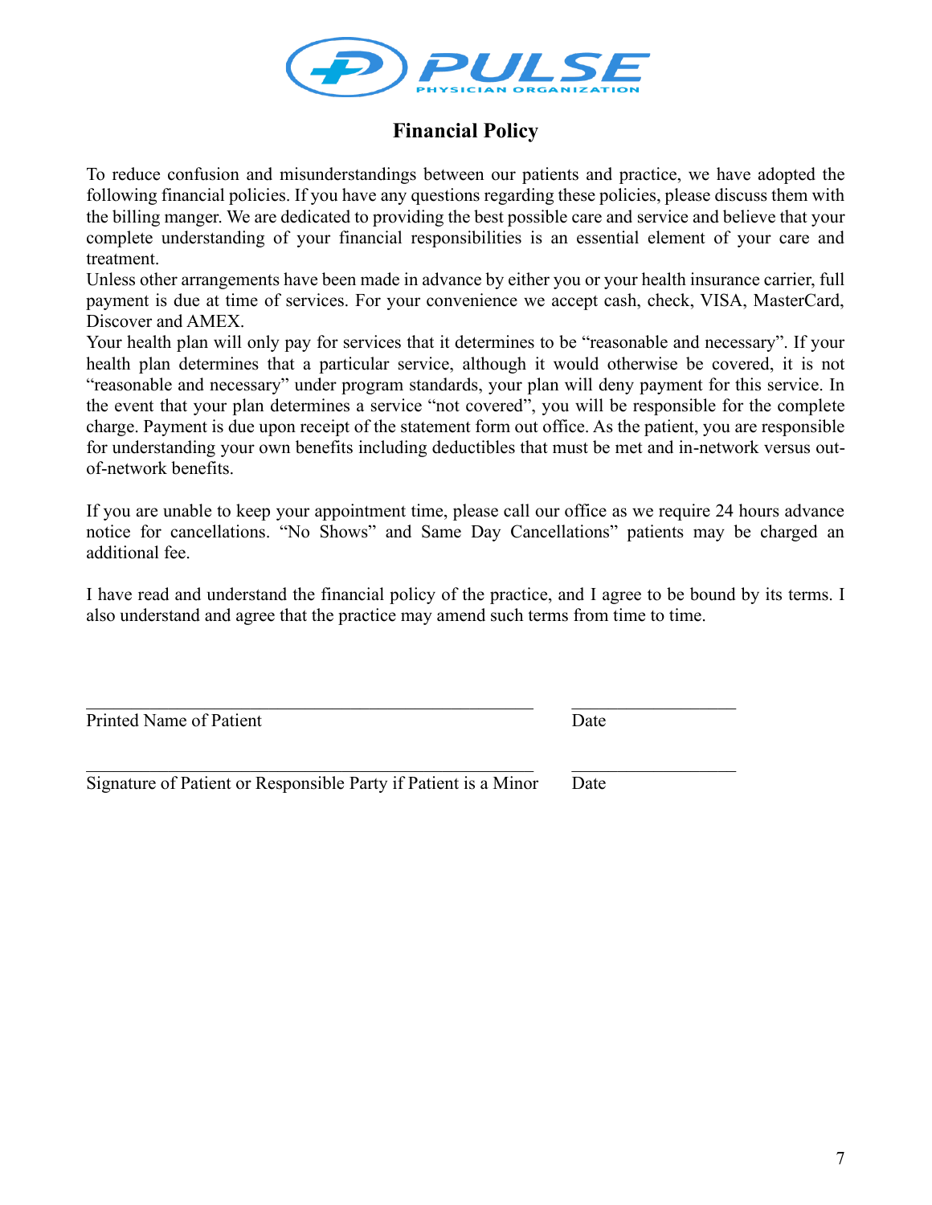PULSE PHYSICIAN ORGANIZATION

# Financial Policy

To reduce confusion and misunderstandings between our patients and practice, we have adopted the following financial policies. If you have any questions regarding these policies, please discuss them with the billing manger. We are dedicated to providing the best possible care and service and believe that your complete understanding of your financial responsibilities is an essential element of your care and treatment.

Unless other arrangements have been made in advance by either you or your health insurance carrier, full payment is due at time of services. For your convenience we accept cash, check, VISA, MasterCard, Discover and AMEX.

Your health plan will only pay for services that it determines to be "reasonable and necessary". If your health plan determines that a particular service, although it would otherwise be covered, it is not "reasonable and necessary" under program standards, your plan will deny payment for this service. In the event that your plan determines a service "not covered", you will be responsible for the complete charge. Payment is due upon receipt of the statement form out office. As the patient, you are responsible for understanding your own benefits including deductibles that must be met and in-network versus out-of-network benefits.

If you are unable to keep your appointment time, please call our office as we require 24 hours advance notice for cancellations. "No Shows" and Same Day Cancellations" patients may be charged an additional fee.

I have read and understand the financial policy of the practice, and I agree to be bound by its terms. I also understand and agree that the practice may amend such terms from time to time.

\_\_\_\_\_\_\_\_\_\_\_\_\_\_\_\_\_\_\_\_\_\_\_\_\_\_\_\_\_\_\_\_\_\_\_\_\_\_\_\_ \_\_\_\_\_\_\_\_\_\_\_\_\_\_\_\_

Printed Name of Patient Date

\_\_\_\_\_\_\_\_\_\_\_\_\_\_\_\_\_\_\_\_\_\_\_\_\_\_\_\_\_\_\_\_\_\_\_\_\_\_\_\_ \_\_\_\_\_\_\_\_\_\_\_\_\_\_\_\_

Signature of Patient or Responsible Party if Patient is a Minor Date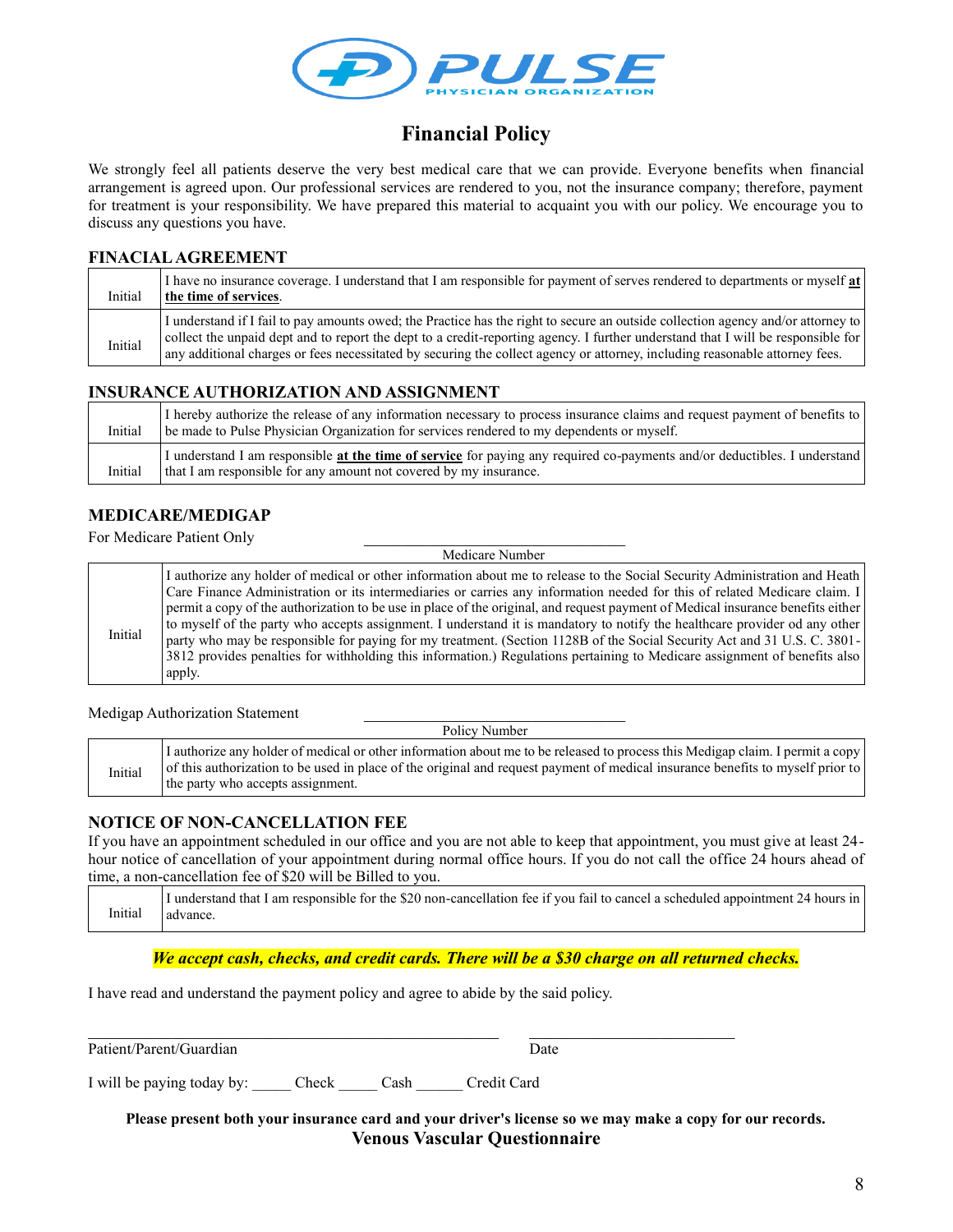# Financial Policy

We strongly feel all patients deserve the very best medical care that we can provide. Everyone benefits when financial arrangement is agreed upon. Our professional services are rendered to you, not the insurance company; therefore, payment for treatment is your responsibility. We have prepared this material to acquaint you with our policy. We encourage you to discuss any questions you have.

## FINACIAL AGREEMENT

| | |
|---|---|
| Initial | I have no insurance coverage. I understand that I am responsible for payment of serves rendered to departments or myself **at the time of services**. |
| Initial | I understand if I fail to pay amounts owed; the Practice has the right to secure an outside collection agency and/or attorney to collect the unpaid dept and to report the dept to a credit-reporting agency. I further understand that I will be responsible for any additional charges or fees necessitated by securing the collect agency or attorney, including reasonable attorney fees. |

## INSURANCE AUTHORIZATION AND ASSIGNMENT

| | |
|---|---|
| Initial | I hereby authorize the release of any information necessary to process insurance claims and request payment of benefits to be made to Pulse Physician Organization for services rendered to my dependents or myself. |
| Initial | I understand I am responsible **at the time of service** for paying any required co-payments and/or deductibles. I understand that I am responsible for any amount not covered by my insurance. |

## MEDICARE/MEDIGAP

For Medicare Patient Only

______________________________
Medicare Number

| | |
|---|---|
| Initial | I authorize any holder of medical or other information about me to release to the Social Security Administration and Heath Care Finance Administration or its intermediaries or carries any information needed for this of related Medicare claim. I permit a copy of the authorization to be use in place of the original, and request payment of Medical insurance benefits either to myself of the party who accepts assignment. I understand it is mandatory to notify the healthcare provider od any other party who may be responsible for paying for my treatment. (Section 1128B of the Social Security Act and 31 U.S. C. 3801-3812 provides penalties for withholding this information.) Regulations pertaining to Medicare assignment of benefits also apply. |

Medigap Authorization Statement

______________________________
Policy Number

| | |
|---|---|
| Initial | I authorize any holder of medical or other information about me to be released to process this Medigap claim. I permit a copy of this authorization to be used in place of the original and request payment of medical insurance benefits to myself prior to the party who accepts assignment. |

## NOTICE OF NON-CANCELLATION FEE

If you have an appointment scheduled in our office and you are not able to keep that appointment, you must give at least 24-hour notice of cancellation of your appointment during normal office hours. If you do not call the office 24 hours ahead of time, a non-cancellation fee of $20 will be Billed to you.

| | |
|---|---|
| Initial | I understand that I am responsible for the $20 non-cancellation fee if you fail to cancel a scheduled appointment 24 hours in advance. |

***We accept cash, checks, and credit cards. There will be a $30 charge on all returned checks.***

I have read and understand the payment policy and agree to abide by the said policy.

______________________________ ______________________________
Patient/Parent/Guardian Date

I will be paying today by: _____ Check _____ Cash ______ Credit Card

**Please present both your insurance card and your driver's license so we may make a copy for our records.**

**Venous Vascular Questionnaire**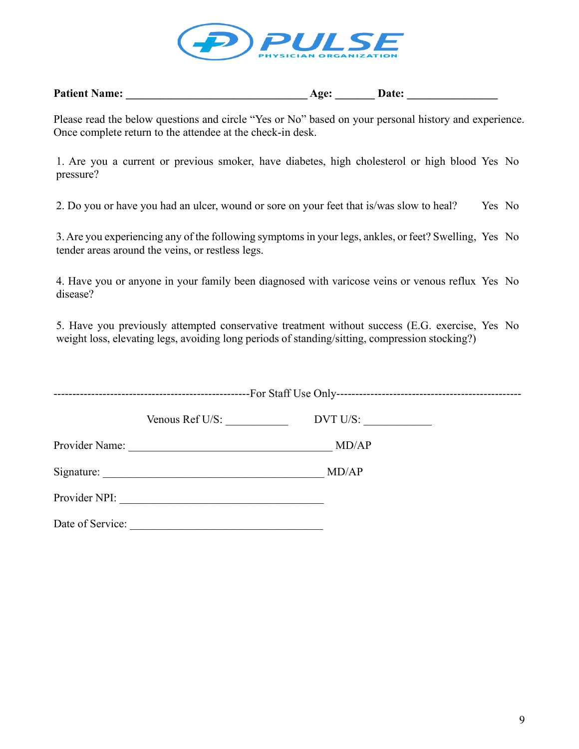**PULSE**
PHYSICIAN ORGANIZATION

**Patient Name:** ________________________________ **Age:** _______ **Date:** ________________

Please read the below questions and circle "Yes or No" based on your personal history and experience. Once complete return to the attendee at the check-in desk.

| Question | | |
|---|---|---|
| 1. Are you a current or previous smoker, have diabetes, high cholesterol or high blood pressure? | Yes | No |
| 2. Do you or have you had an ulcer, wound or sore on your feet that is/was slow to heal? | Yes | No |
| 3. Are you experiencing any of the following symptoms in your legs, ankles, or feet? Swelling, tender areas around the veins, or restless legs. | Yes | No |
| 4. Have you or anyone in your family been diagnosed with varicose veins or venous reflux disease? | Yes | No |
| 5. Have you previously attempted conservative treatment without success (E.G. exercise, weight loss, elevating legs, avoiding long periods of standing/sitting, compression stocking?) | Yes | No |

---------------------------------------------------For Staff Use Only------------------------------------------------

Venous Ref U/S: ___________ DVT U/S: ____________

Provider Name: _____________________________________ MD/AP

Signature: ________________________________________ MD/AP

Provider NPI: ___________________________________

Date of Service: __________________________________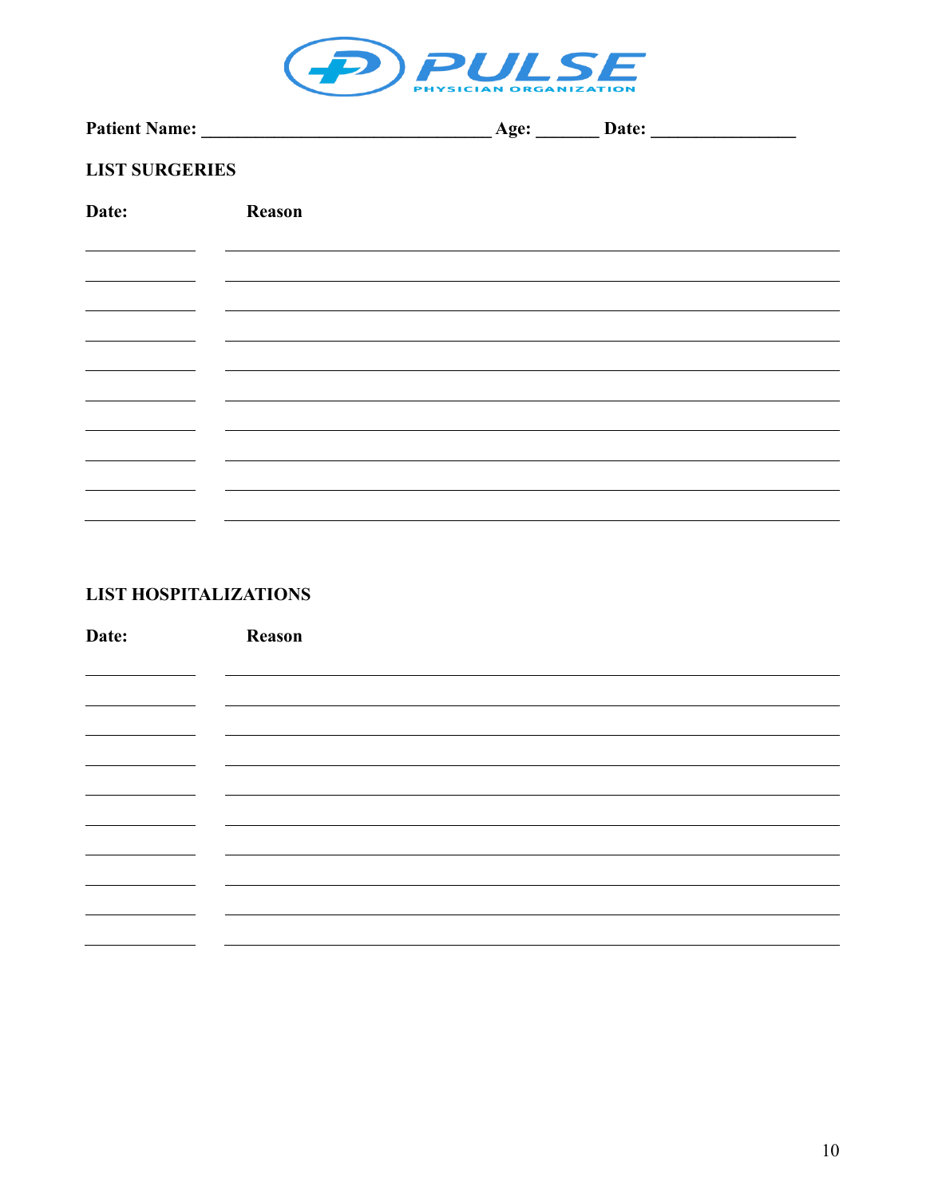**Patient Name: \_\_\_\_\_\_\_\_\_\_\_\_\_\_\_\_\_\_\_\_\_\_\_\_\_\_\_\_\_\_\_ Age: \_\_\_\_\_\_\_ Date: \_\_\_\_\_\_\_\_\_\_\_\_\_\_\_\_**

**LIST SURGERIES**

| Date: | Reason |
|---|---|
| | |
| | |
| | |
| | |
| | |
| | |
| | |
| | |
| | |
| | |

**LIST HOSPITALIZATIONS**

| Date: | Reason |
|---|---|
| | |
| | |
| | |
| | |
| | |
| | |
| | |
| | |
| | |
| | |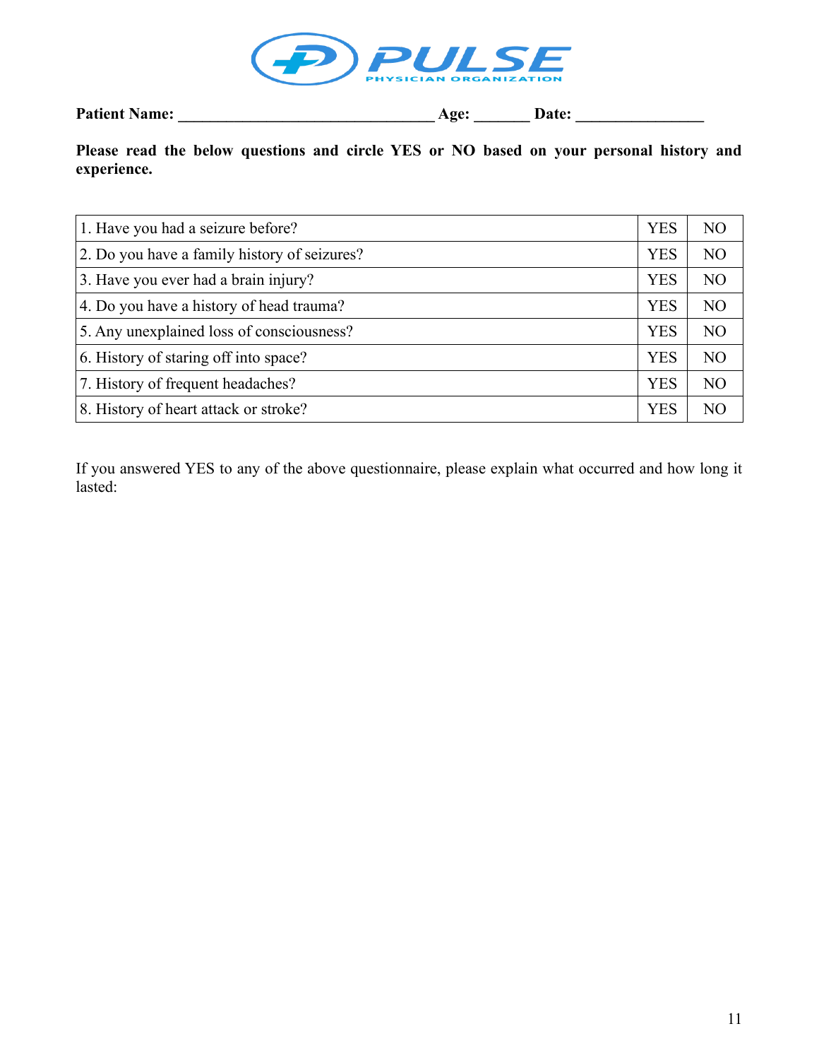**PULSE**
PHYSICIAN ORGANIZATION

**Patient Name: ________________________________ Age: _______ Date: ________________**

**Please read the below questions and circle YES or NO based on your personal history and experience.**

| | | |
|---|---|---|
| 1. Have you had a seizure before? | YES | NO |
| 2. Do you have a family history of seizures? | YES | NO |
| 3. Have you ever had a brain injury? | YES | NO |
| 4. Do you have a history of head trauma? | YES | NO |
| 5. Any unexplained loss of consciousness? | YES | NO |
| 6. History of staring off into space? | YES | NO |
| 7. History of frequent headaches? | YES | NO |
| 8. History of heart attack or stroke? | YES | NO |

If you answered YES to any of the above questionnaire, please explain what occurred and how long it lasted: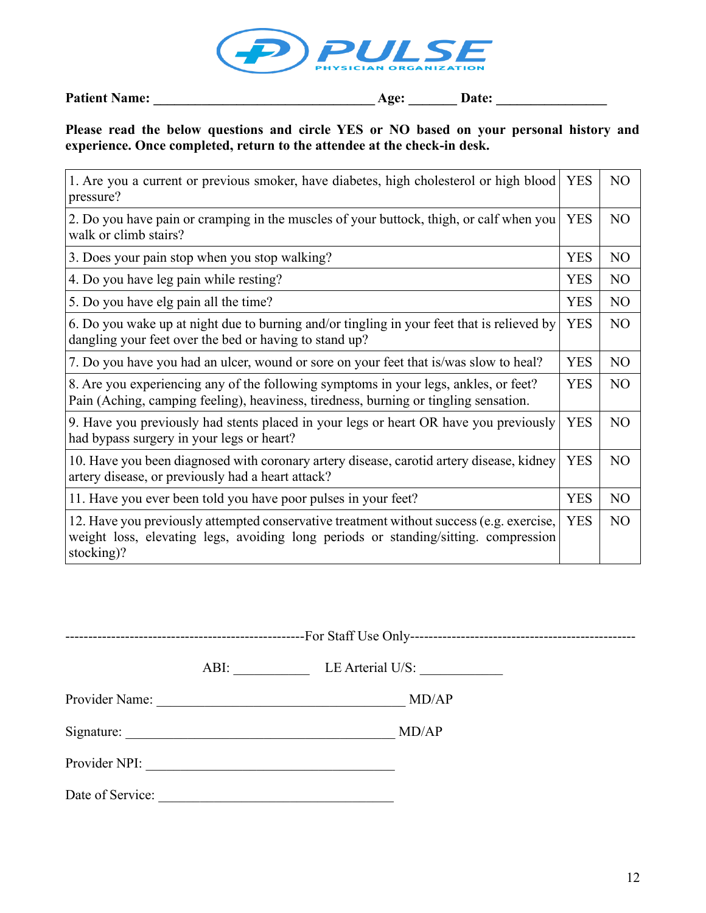**PULSE**
PHYSICIAN ORGANIZATION

**Patient Name: \_\_\_\_\_\_\_\_\_\_\_\_\_\_\_\_\_\_\_\_\_\_\_\_\_\_\_\_\_\_\_\_ Age: \_\_\_\_\_\_\_ Date: \_\_\_\_\_\_\_\_\_\_\_\_\_\_\_\_**

**Please read the below questions and circle YES or NO based on your personal history and experience. Once completed, return to the attendee at the check-in desk.**

| | | |
|---|---|---|
| 1. Are you a current or previous smoker, have diabetes, high cholesterol or high blood pressure? | YES | NO |
| 2. Do you have pain or cramping in the muscles of your buttock, thigh, or calf when you walk or climb stairs? | YES | NO |
| 3. Does your pain stop when you stop walking? | YES | NO |
| 4. Do you have leg pain while resting? | YES | NO |
| 5. Do you have elg pain all the time? | YES | NO |
| 6. Do you wake up at night due to burning and/or tingling in your feet that is relieved by dangling your feet over the bed or having to stand up? | YES | NO |
| 7. Do you have you had an ulcer, wound or sore on your feet that is/was slow to heal? | YES | NO |
| 8. Are you experiencing any of the following symptoms in your legs, ankles, or feet? Pain (Aching, camping feeling), heaviness, tiredness, burning or tingling sensation. | YES | NO |
| 9. Have you previously had stents placed in your legs or heart OR have you previously had bypass surgery in your legs or heart? | YES | NO |
| 10. Have you been diagnosed with coronary artery disease, carotid artery disease, kidney artery disease, or previously had a heart attack? | YES | NO |
| 11. Have you ever been told you have poor pulses in your feet? | YES | NO |
| 12. Have you previously attempted conservative treatment without success (e.g. exercise, weight loss, elevating legs, avoiding long periods or standing/sitting. compression stocking)? | YES | NO |

----------------------------------------------------For Staff Use Only------------------------------------------------

ABI: \_\_\_\_\_\_\_\_\_\_\_ LE Arterial U/S: \_\_\_\_\_\_\_\_\_\_\_\_

Provider Name: \_\_\_\_\_\_\_\_\_\_\_\_\_\_\_\_\_\_\_\_\_\_\_\_\_\_\_\_\_\_\_\_\_\_\_\_\_ MD/AP

Signature: \_\_\_\_\_\_\_\_\_\_\_\_\_\_\_\_\_\_\_\_\_\_\_\_\_\_\_\_\_\_\_\_\_\_\_\_\_\_\_\_ MD/AP

Provider NPI: \_\_\_\_\_\_\_\_\_\_\_\_\_\_\_\_\_\_\_\_\_\_\_\_\_\_\_\_\_\_\_\_\_\_\_\_\_

Date of Service: \_\_\_\_\_\_\_\_\_\_\_\_\_\_\_\_\_\_\_\_\_\_\_\_\_\_\_\_\_\_\_\_\_\_\_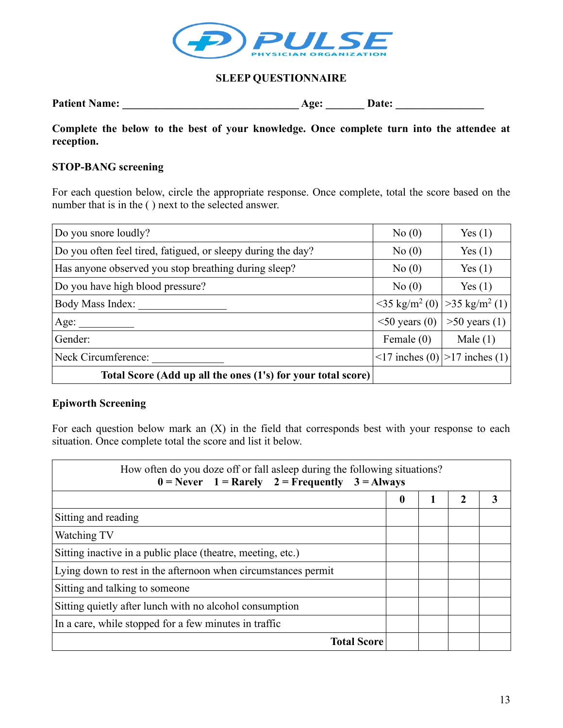# SLEEP QUESTIONNAIRE

**Patient Name:** ________________________________ **Age:** _______ **Date:** ________________

**Complete the below to the best of your knowledge. Once complete turn into the attendee at reception.**

**STOP-BANG screening**

For each question below, circle the appropriate response. Once complete, total the score based on the number that is in the ( ) next to the selected answer.

| | | |
|---|---|---|
| Do you snore loudly? | No (0) | Yes (1) |
| Do you often feel tired, fatigued, or sleepy during the day? | No (0) | Yes (1) |
| Has anyone observed you stop breathing during sleep? | No (0) | Yes (1) |
| Do you have high blood pressure? | No (0) | Yes (1) |
| Body Mass Index: _______________ | <35 kg/m$^2$ (0) | >35 kg/m$^2$ (1) |
| Age: __________ | <50 years (0) | >50 years (1) |
| Gender: | Female (0) | Male (1) |
| Neck Circumference: ____________ | <17 inches (0) | >17 inches (1) |
| **Total Score (Add up all the ones (1's) for your total score)** | | |

**Epiworth Screening**

For each question below mark an (X) in the field that corresponds best with your response to each situation. Once complete total the score and list it below.

| How often do you doze off or fall asleep during the following situations? **0 = Never 1 = Rarely 2 = Frequently 3 = Always** | | | | |
|---|---|---|---|---|
| | **0** | **1** | **2** | **3** |
| Sitting and reading | | | | |
| Watching TV | | | | |
| Sitting inactive in a public place (theatre, meeting, etc.) | | | | |
| Lying down to rest in the afternoon when circumstances permit | | | | |
| Sitting and talking to someone | | | | |
| Sitting quietly after lunch with no alcohol consumption | | | | |
| In a care, while stopped for a few minutes in traffic | | | | |
| **Total Score** | | | | |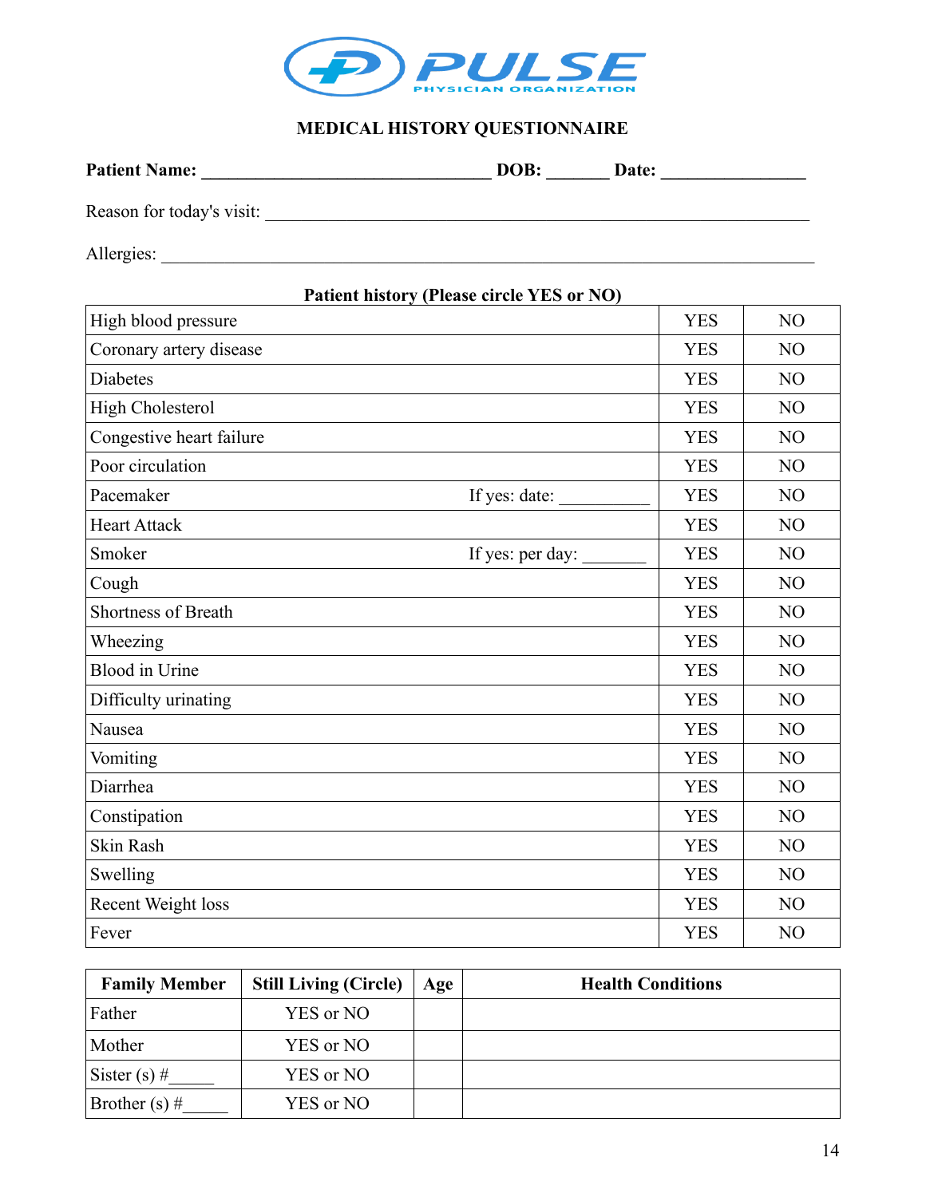PULSE
PHYSICIAN ORGANIZATION

# MEDICAL HISTORY QUESTIONNAIRE

**Patient Name: ________________________________ DOB: _______ Date: ________________**

Reason for today's visit: ______________________________________________________________

Allergies: ______________________________________________________________________

**Patient history (Please circle YES or NO)**

| | | |
|---|---|---|
| High blood pressure | YES | NO |
| Coronary artery disease | YES | NO |
| Diabetes | YES | NO |
| High Cholesterol | YES | NO |
| Congestive heart failure | YES | NO |
| Poor circulation | YES | NO |
| Pacemaker If yes: date: __________ | YES | NO |
| Heart Attack | YES | NO |
| Smoker If yes: per day: _______ | YES | NO |
| Cough | YES | NO |
| Shortness of Breath | YES | NO |
| Wheezing | YES | NO |
| Blood in Urine | YES | NO |
| Difficulty urinating | YES | NO |
| Nausea | YES | NO |
| Vomiting | YES | NO |
| Diarrhea | YES | NO |
| Constipation | YES | NO |
| Skin Rash | YES | NO |
| Swelling | YES | NO |
| Recent Weight loss | YES | NO |
| Fever | YES | NO |

| Family Member | Still Living (Circle) | Age | Health Conditions |
|---|---|---|---|
| Father | YES or NO | | |
| Mother | YES or NO | | |
| Sister (s) #_____ | YES or NO | | |
| Brother (s) #_____ | YES or NO | | |